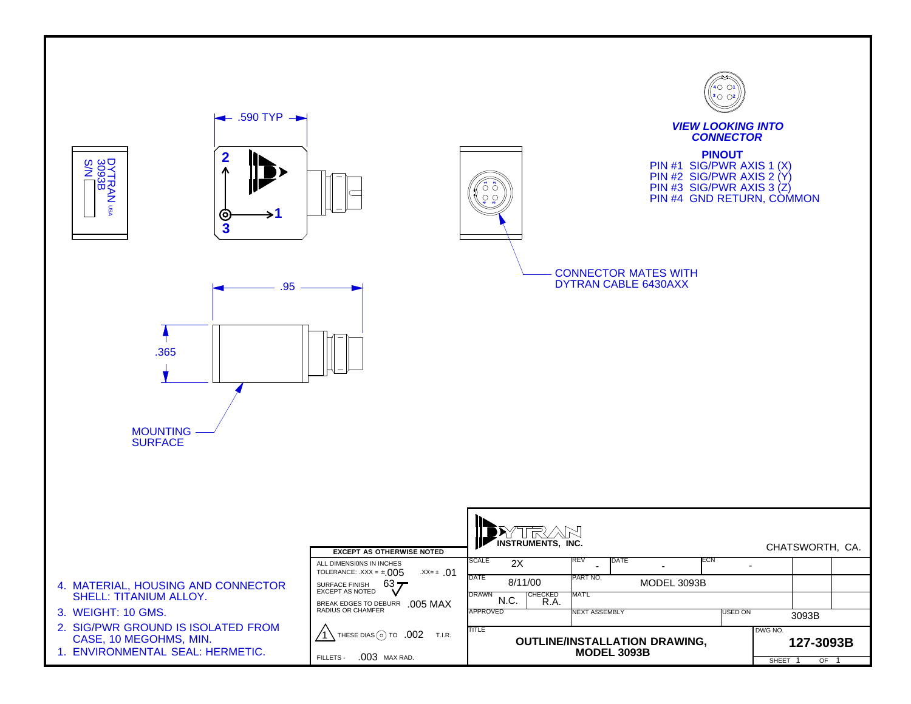DYTRAN USA
3093B
S/N

.590 TYP

2

1

3

.95

.365

MOUNTING SURFACE

CONNECTOR MATES WITH DYTRAN CABLE 6430AXX

***VIEW LOOKING INTO CONNECTOR***

**PINOUT**

PIN #1 SIG/PWR AXIS 1 (X)
PIN #2 SIG/PWR AXIS 2 (Y)
PIN #3 SIG/PWR AXIS 3 (Z)
PIN #4 GND RETURN, COMMON

4. MATERIAL, HOUSING AND CONNECTOR SHELL: TITANIUM ALLOY.
3. WEIGHT: 10 GMS.
2. SIG/PWR GROUND IS ISOLATED FROM CASE, 10 MEGOHMS, MIN.
1. ENVIRONMENTAL SEAL: HERMETIC.

**EXCEPT AS OTHERWISE NOTED**

ALL DIMENSIONS IN INCHES
TOLERANCE: .XXX = ±.005 .XX= ± .01
SURFACE FINISH EXCEPT AS NOTED 63
BREAK EDGES TO DEBURR RADIUS OR CHAMFER .005 MAX
1 THESE DIAS TO .002 T.I.R.
FILLETS - .003 MAX RAD.

**DYTRAN INSTRUMENTS, INC.** CHATSWORTH, CA.

| SCALE 2X | REV - | DATE - | ECN - |
|---|---|---|---|
| DATE 8/11/00 | PART NO. MODEL 3093B | | |
| DRAWN N.C. / CHECKED R.A. | MAT'L | | |
| APPROVED | NEXT ASSEMBLY | USED ON 3093B | |
| TITLE **OUTLINE/INSTALLATION DRAWING, MODEL 3093B** | | DWG NO. **127-3093B** | SHEET 1 OF 1 |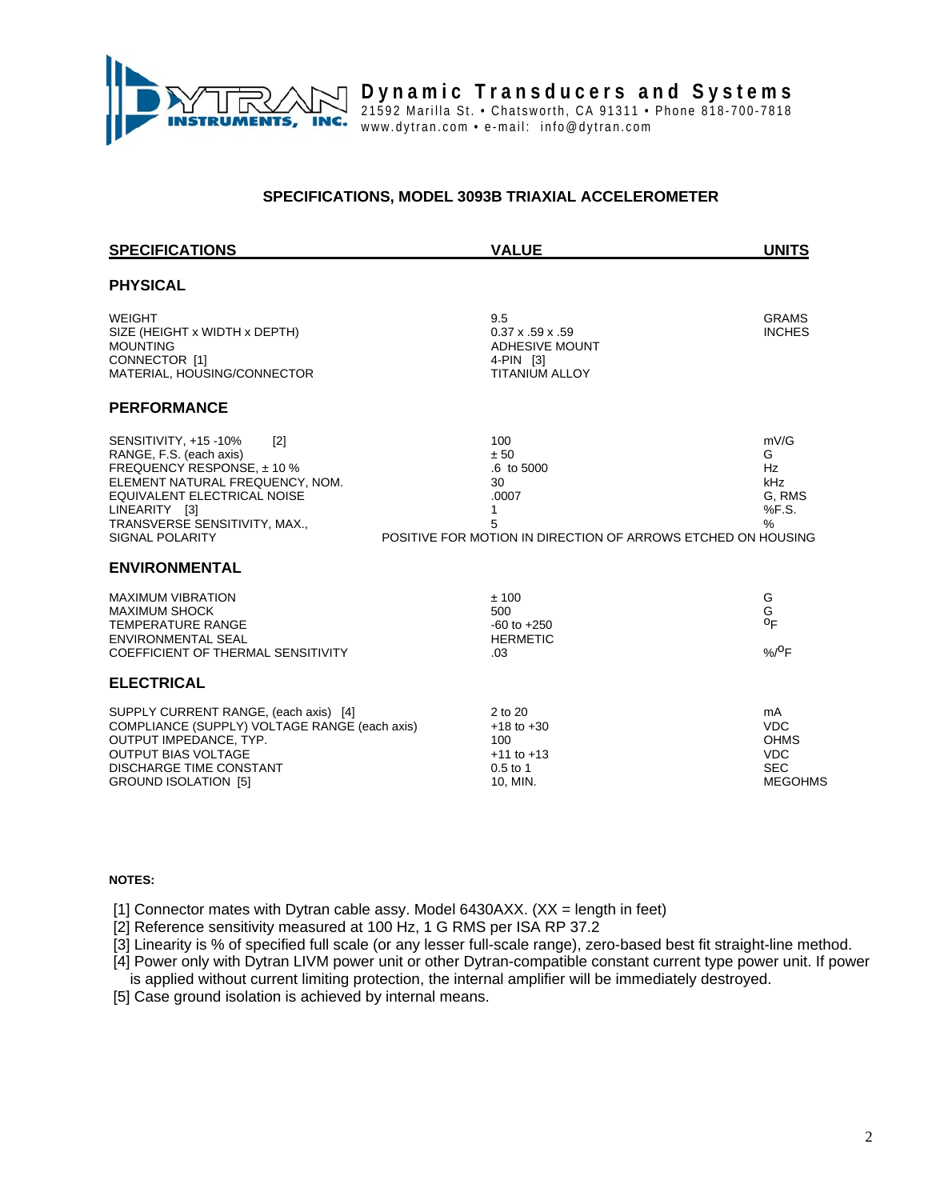**Dynamic Transducers and Systems**
21592 Marilla St. • Chatsworth, CA 91311 • Phone 818-700-7818
www.dytran.com • e-mail: info@dytran.com

## SPECIFICATIONS, MODEL 3093B TRIAXIAL ACCELEROMETER

| SPECIFICATIONS | VALUE | UNITS |
|---|---|---|
| **PHYSICAL** | | |
| WEIGHT | 9.5 | GRAMS |
| SIZE (HEIGHT x WIDTH x DEPTH) | 0.37 x .59 x .59 | INCHES |
| MOUNTING | ADHESIVE MOUNT | |
| CONNECTOR [1] | 4-PIN [3] | |
| MATERIAL, HOUSING/CONNECTOR | TITANIUM ALLOY | |
| **PERFORMANCE** | | |
| SENSITIVITY, +15 -10% [2] | 100 | mV/G |
| RANGE, F.S. (each axis) | ± 50 | G |
| FREQUENCY RESPONSE, ± 10 % | .6 to 5000 | Hz |
| ELEMENT NATURAL FREQUENCY, NOM. | 30 | kHz |
| EQUIVALENT ELECTRICAL NOISE | .0007 | G, RMS |
| LINEARITY [3] | 1 | %F.S. |
| TRANSVERSE SENSITIVITY, MAX., | 5 | % |
| SIGNAL POLARITY | POSITIVE FOR MOTION IN DIRECTION OF ARROWS ETCHED ON HOUSING | |
| **ENVIRONMENTAL** | | |
| MAXIMUM VIBRATION | ± 100 | G |
| MAXIMUM SHOCK | 500 | G |
| TEMPERATURE RANGE | -60 to +250 | $^{o}F$ |
| ENVIRONMENTAL SEAL | HERMETIC | |
| COEFFICIENT OF THERMAL SENSITIVITY | .03 | $\%/^{o}F$ |
| **ELECTRICAL** | | |
| SUPPLY CURRENT RANGE, (each axis) [4] | 2 to 20 | mA |
| COMPLIANCE (SUPPLY) VOLTAGE RANGE (each axis) | +18 to +30 | VDC |
| OUTPUT IMPEDANCE, TYP. | 100 | OHMS |
| OUTPUT BIAS VOLTAGE | +11 to +13 | VDC |
| DISCHARGE TIME CONSTANT | 0.5 to 1 | SEC |
| GROUND ISOLATION [5] | 10, MIN. | MEGOHMS |

**NOTES:**

[1] Connector mates with Dytran cable assy. Model 6430AXX. (XX = length in feet)
[2] Reference sensitivity measured at 100 Hz, 1 G RMS per ISA RP 37.2
[3] Linearity is % of specified full scale (or any lesser full-scale range), zero-based best fit straight-line method.
[4] Power only with Dytran LIVM power unit or other Dytran-compatible constant current type power unit. If power is applied without current limiting protection, the internal amplifier will be immediately destroyed.
[5] Case ground isolation is achieved by internal means.